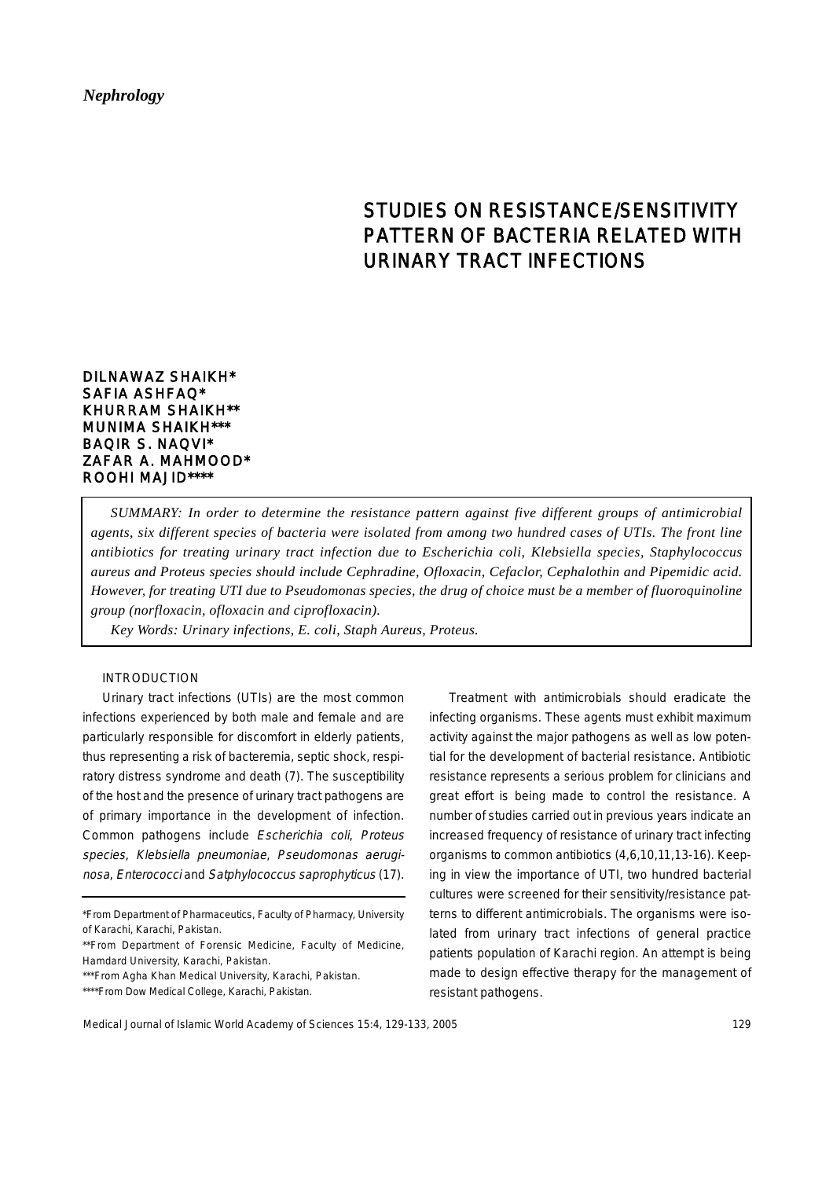*Nephrology*

# STUDIES ON RESISTANCE/SENSITIVITY PATTERN OF BACTERIA RELATED WITH URINARY TRACT INFECTIONS

DILNAWAZ SHAIKH*
SAFIA ASHFAQ*
KHURRAM SHAIKH**
MUNIMA SHAIKH***
BAQIR S. NAQVI*
ZAFAR A. MAHMOOD*
ROOHI MAJID****

*SUMMARY: In order to determine the resistance pattern against five different groups of antimicrobial agents, six different species of bacteria were isolated from among two hundred cases of UTIs. The front line antibiotics for treating urinary tract infection due to Escherichia coli, Klebsiella species, Staphylococcus aureus and Proteus species should include Cephradine, Ofloxacin, Cefaclor, Cephalothin and Pipemidic acid. However, for treating UTI due to Pseudomonas species, the drug of choice must be a member of fluoroquinoline group (norfloxacin, ofloxacin and ciprofloxacin).*

*Key Words: Urinary infections, E. coli, Staph Aureus, Proteus.*

## INTRODUCTION

Urinary tract infections (UTIs) are the most common infections experienced by both male and female and are particularly responsible for discomfort in elderly patients, thus representing a risk of bacteremia, septic shock, respiratory distress syndrome and death (7). The susceptibility of the host and the presence of urinary tract pathogens are of primary importance in the development of infection. Common pathogens include *Escherichia coli*, *Proteus species*, *Klebsiella pneumoniae*, *Pseudomonas aeruginosa*, *Enterococci* and *Satphylococcus saprophyticus* (17).

Treatment with antimicrobials should eradicate the infecting organisms. These agents must exhibit maximum activity against the major pathogens as well as low potential for the development of bacterial resistance. Antibiotic resistance represents a serious problem for clinicians and great effort is being made to control the resistance. A number of studies carried out in previous years indicate an increased frequency of resistance of urinary tract infecting organisms to common antibiotics (4,6,10,11,13-16). Keeping in view the importance of UTI, two hundred bacterial cultures were screened for their sensitivity/resistance patterns to different antimicrobials. The organisms were isolated from urinary tract infections of general practice patients population of Karachi region. An attempt is being made to design effective therapy for the management of resistant pathogens.

*From Department of Pharmaceutics, Faculty of Pharmacy, University of Karachi, Karachi, Pakistan.
**From Department of Forensic Medicine, Faculty of Medicine, Hamdard University, Karachi, Pakistan.
***From Agha Khan Medical University, Karachi, Pakistan.
****From Dow Medical College, Karachi, Pakistan.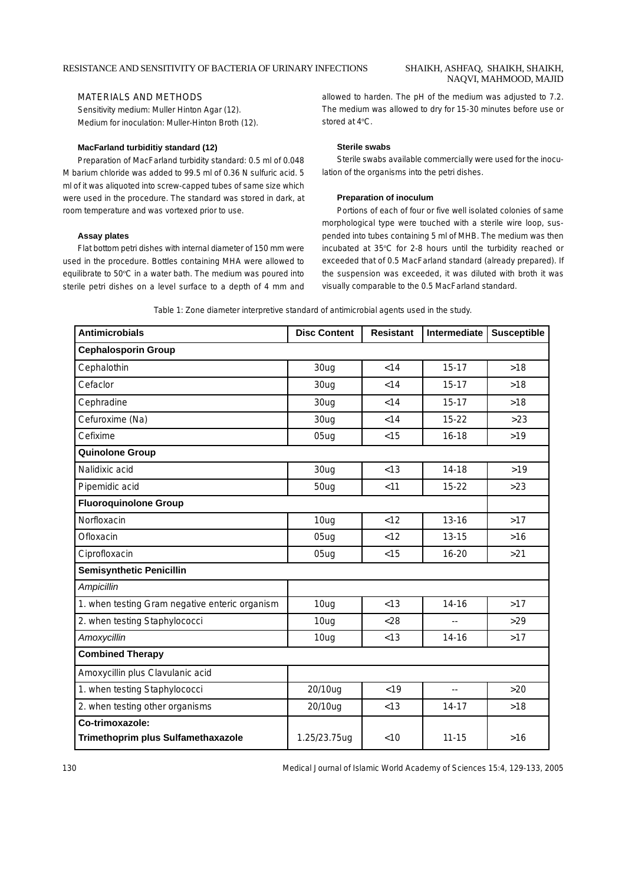## MATERIALS AND METHODS

Sensitivity medium: Muller Hinton Agar (12).

Medium for inoculation: Muller-Hinton Broth (12).

### MacFarland turbiditiy standard (12)

Preparation of MacFarland turbidity standard: 0.5 ml of 0.048 M barium chloride was added to 99.5 ml of 0.36 N sulfuric acid. 5 ml of it was aliquoted into screw-capped tubes of same size which were used in the procedure. The standard was stored in dark, at room temperature and was vortexed prior to use.

### Assay plates

Flat bottom petri dishes with internal diameter of 150 mm were used in the procedure. Bottles containing MHA were allowed to equilibrate to 50°C in a water bath. The medium was poured into sterile petri dishes on a level surface to a depth of 4 mm and allowed to harden. The pH of the medium was adjusted to 7.2. The medium was allowed to dry for 15-30 minutes before use or stored at 4°C.

### Sterile swabs

Sterile swabs available commercially were used for the inoculation of the organisms into the petri dishes.

### Preparation of inoculum

Portions of each of four or five well isolated colonies of same morphological type were touched with a sterile wire loop, suspended into tubes containing 5 ml of MHB. The medium was then incubated at 35°C for 2-8 hours until the turbidity reached or exceeded that of 0.5 MacFarland standard (already prepared). If the suspension was exceeded, it was diluted with broth it was visually comparable to the 0.5 MacFarland standard.

Table 1: Zone diameter interpretive standard of antimicrobial agents used in the study.

| Antimicrobials | Disc Content | Resistant | Intermediate | Susceptible |
|---|---|---|---|---|
| **Cephalosporin Group** | | | | |
| Cephalothin | 30ug | <14 | 15-17 | >18 |
| Cefaclor | 30ug | <14 | 15-17 | >18 |
| Cephradine | 30ug | <14 | 15-17 | >18 |
| Cefuroxime (Na) | 30ug | <14 | 15-22 | >23 |
| Cefixime | 05ug | <15 | 16-18 | >19 |
| **Quinolone Group** | | | | |
| Nalidixic acid | 30ug | <13 | 14-18 | >19 |
| Pipemidic acid | 50ug | <11 | 15-22 | >23 |
| **Fluoroquinolone Group** | | | | |
| Norfloxacin | 10ug | <12 | 13-16 | >17 |
| Ofloxacin | 05ug | <12 | 13-15 | >16 |
| Ciprofloxacin | 05ug | <15 | 16-20 | >21 |
| **Semisynthetic Penicillin** | | | | |
| *Ampicillin* | | | | |
| 1. when testing Gram negative enteric organism | 10ug | <13 | 14-16 | >17 |
| 2. when testing Staphylococci | 10ug | <28 | -- | >29 |
| *Amoxycillin* | 10ug | <13 | 14-16 | >17 |
| **Combined Therapy** | | | | |
| Amoxycillin plus Clavulanic acid | | | | |
| 1. when testing Staphylococci | 20/10ug | <19 | -- | >20 |
| 2. when testing other organisms | 20/10ug | <13 | 14-17 | >18 |
| **Co-trimoxazole: Trimethoprim plus Sulfamethaxazole** | 1.25/23.75ug | <10 | 11-15 | >16 |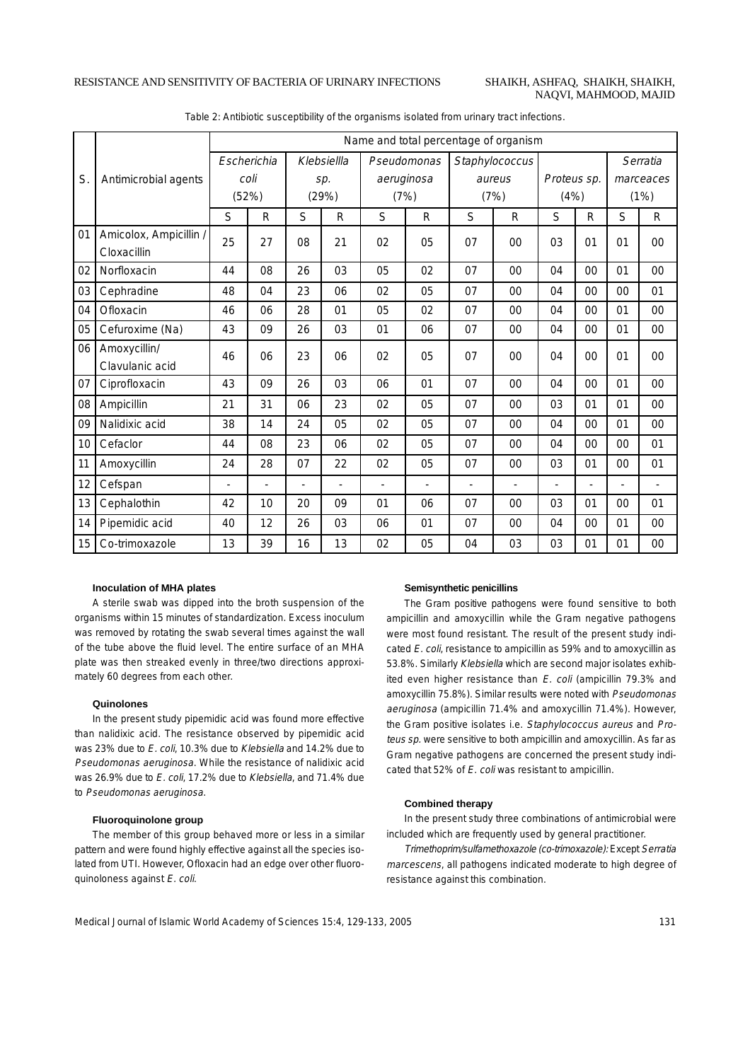Table 2: Antibiotic susceptibility of the organisms isolated from urinary tract infections.

| S. | Antimicrobial agents | Name and total percentage of organism | | | | | | | | | | | |
|---|---|---|---|---|---|---|---|---|---|---|---|---|---|
| | | *Escherichia coli* (52%) | | *Klebsiellla sp.* (29%) | | *Pseudomonas aeruginosa* (7%) | | *Staphylococcus aureus* (7%) | | *Proteus sp.* (4%) | | *Serratia marceaces* (1%) | |
| | | S | R | S | R | S | R | S | R | S | R | S | R |
| 01 | Amicolox, Ampicillin / Cloxacillin | 25 | 27 | 08 | 21 | 02 | 05 | 07 | 00 | 03 | 01 | 01 | 00 |
| 02 | Norfloxacin | 44 | 08 | 26 | 03 | 05 | 02 | 07 | 00 | 04 | 00 | 01 | 00 |
| 03 | Cephradine | 48 | 04 | 23 | 06 | 02 | 05 | 07 | 00 | 04 | 00 | 00 | 01 |
| 04 | Ofloxacin | 46 | 06 | 28 | 01 | 05 | 02 | 07 | 00 | 04 | 00 | 01 | 00 |
| 05 | Cefuroxime (Na) | 43 | 09 | 26 | 03 | 01 | 06 | 07 | 00 | 04 | 00 | 01 | 00 |
| 06 | Amoxycillin/ Clavulanic acid | 46 | 06 | 23 | 06 | 02 | 05 | 07 | 00 | 04 | 00 | 01 | 00 |
| 07 | Ciprofloxacin | 43 | 09 | 26 | 03 | 06 | 01 | 07 | 00 | 04 | 00 | 01 | 00 |
| 08 | Ampicillin | 21 | 31 | 06 | 23 | 02 | 05 | 07 | 00 | 03 | 01 | 01 | 00 |
| 09 | Nalidixic acid | 38 | 14 | 24 | 05 | 02 | 05 | 07 | 00 | 04 | 00 | 01 | 00 |
| 10 | Cefaclor | 44 | 08 | 23 | 06 | 02 | 05 | 07 | 00 | 04 | 00 | 00 | 01 |
| 11 | Amoxycillin | 24 | 28 | 07 | 22 | 02 | 05 | 07 | 00 | 03 | 01 | 00 | 01 |
| 12 | Cefspan | - | - | - | - | - | - | - | - | - | - | - | - |
| 13 | Cephalothin | 42 | 10 | 20 | 09 | 01 | 06 | 07 | 00 | 03 | 01 | 00 | 01 |
| 14 | Pipemidic acid | 40 | 12 | 26 | 03 | 06 | 01 | 07 | 00 | 04 | 00 | 01 | 00 |
| 15 | Co-trimoxazole | 13 | 39 | 16 | 13 | 02 | 05 | 04 | 03 | 03 | 01 | 01 | 00 |

#### Inoculation of MHA plates

A sterile swab was dipped into the broth suspension of the organisms within 15 minutes of standardization. Excess inoculum was removed by rotating the swab several times against the wall of the tube above the fluid level. The entire surface of an MHA plate was then streaked evenly in three/two directions approximately 60 degrees from each other.

#### Quinolones

In the present study pipemidic acid was found more effective than nalidixic acid. The resistance observed by pipemidic acid was 23% due to *E. coli*, 10.3% due to *Klebsiella* and 14.2% due to *Pseudomonas aeruginosa*. While the resistance of nalidixic acid was 26.9% due to *E. coli*, 17.2% due to *Klebsiella*, and 71.4% due to *Pseudomonas aeruginosa*.

#### Fluoroquinolone group

The member of this group behaved more or less in a similar pattern and were found highly effective against all the species isolated from UTI. However, Ofloxacin had an edge over other fluoroquinoloness against *E. coli*.

#### Semisynthetic penicillins

The Gram positive pathogens were found sensitive to both ampicillin and amoxycillin while the Gram negative pathogens were most found resistant. The result of the present study indicated *E. coli*, resistance to ampicillin as 59% and to amoxycillin as 53.8%. Similarly *Klebsiella* which are second major isolates exhibited even higher resistance than *E. coli* (ampicillin 79.3% and amoxycillin 75.8%). Similar results were noted with *Pseudomonas aeruginosa* (ampicillin 71.4% and amoxycillin 71.4%). However, the Gram positive isolates i.e. *Staphylococcus aureus* and *Proteus sp.* were sensitive to both ampicillin and amoxycillin. As far as Gram negative pathogens are concerned the present study indicated that 52% of *E. coli* was resistant to ampicillin.

#### Combined therapy

In the present study three combinations of antimicrobial were included which are frequently used by general practitioner.

*Trimethoprim/sulfamethoxazole (co-trimoxazole):* Except *Serratia marcescens*, all pathogens indicated moderate to high degree of resistance against this combination.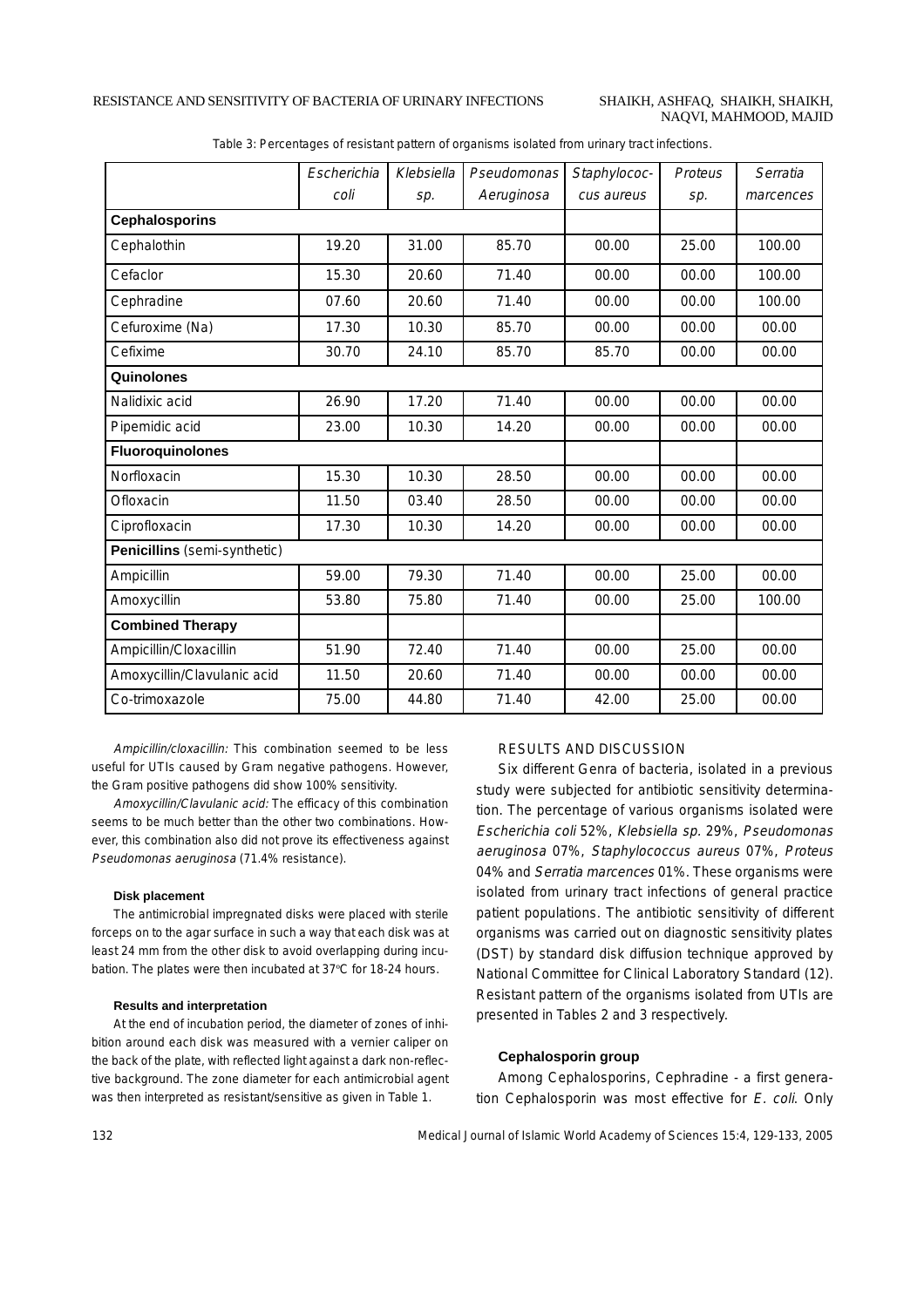Table 3: Percentages of resistant pattern of organisms isolated from urinary tract infections.

| | *Escherichia coli* | *Klebsiella sp.* | *Pseudomonas Aeruginosa* | *Staphylococcus aureus* | *Proteus sp.* | *Serratia marcences* |
|---|---|---|---|---|---|---|
| **Cephalosporins** | | | | | | |
| Cephalothin | 19.20 | 31.00 | 85.70 | 00.00 | 25.00 | 100.00 |
| Cefaclor | 15.30 | 20.60 | 71.40 | 00.00 | 00.00 | 100.00 |
| Cephradine | 07.60 | 20.60 | 71.40 | 00.00 | 00.00 | 100.00 |
| Cefuroxime (Na) | 17.30 | 10.30 | 85.70 | 00.00 | 00.00 | 00.00 |
| Cefixime | 30.70 | 24.10 | 85.70 | 85.70 | 00.00 | 00.00 |
| **Quinolones** | | | | | | |
| Nalidixic acid | 26.90 | 17.20 | 71.40 | 00.00 | 00.00 | 00.00 |
| Pipemidic acid | 23.00 | 10.30 | 14.20 | 00.00 | 00.00 | 00.00 |
| **Fluoroquinolones** | | | | | | |
| Norfloxacin | 15.30 | 10.30 | 28.50 | 00.00 | 00.00 | 00.00 |
| Ofloxacin | 11.50 | 03.40 | 28.50 | 00.00 | 00.00 | 00.00 |
| Ciprofloxacin | 17.30 | 10.30 | 14.20 | 00.00 | 00.00 | 00.00 |
| **Penicillins** (semi-synthetic) | | | | | | |
| Ampicillin | 59.00 | 79.30 | 71.40 | 00.00 | 25.00 | 00.00 |
| Amoxycillin | 53.80 | 75.80 | 71.40 | 00.00 | 25.00 | 100.00 |
| **Combined Therapy** | | | | | | |
| Ampicillin/Cloxacillin | 51.90 | 72.40 | 71.40 | 00.00 | 25.00 | 00.00 |
| Amoxycillin/Clavulanic acid | 11.50 | 20.60 | 71.40 | 00.00 | 00.00 | 00.00 |
| Co-trimoxazole | 75.00 | 44.80 | 71.40 | 42.00 | 25.00 | 00.00 |

*Ampicillin/cloxacillin:* This combination seemed to be less useful for UTIs caused by Gram negative pathogens. However, the Gram positive pathogens did show 100% sensitivity.

*Amoxycillin/Clavulanic acid:* The efficacy of this combination seems to be much better than the other two combinations. However, this combination also did not prove its effectiveness against *Pseudomonas aeruginosa* (71.4% resistance).

#### Disk placement

The antimicrobial impregnated disks were placed with sterile forceps on to the agar surface in such a way that each disk was at least 24 mm from the other disk to avoid overlapping during incubation. The plates were then incubated at 37°C for 18-24 hours.

#### Results and interpretation

At the end of incubation period, the diameter of zones of inhibition around each disk was measured with a vernier caliper on the back of the plate, with reflected light against a dark non-reflective background. The zone diameter for each antimicrobial agent was then interpreted as resistant/sensitive as given in Table 1.

## RESULTS AND DISCUSSION

Six different Genra of bacteria, isolated in a previous study were subjected for antibiotic sensitivity determination. The percentage of various organisms isolated were *Escherichia coli* 52%, *Klebsiella sp.* 29%, *Pseudomonas aeruginosa* 07%, *Staphylococcus aureus* 07%, *Proteus* 04% and *Serratia marcences* 01%. These organisms were isolated from urinary tract infections of general practice patient populations. The antibiotic sensitivity of different organisms was carried out on diagnostic sensitivity plates (DST) by standard disk diffusion technique approved by National Committee for Clinical Laboratory Standard (12). Resistant pattern of the organisms isolated from UTIs are presented in Tables 2 and 3 respectively.

#### Cephalosporin group

Among Cephalosporins, Cephradine - a first generation Cephalosporin was most effective for *E. coli*. Only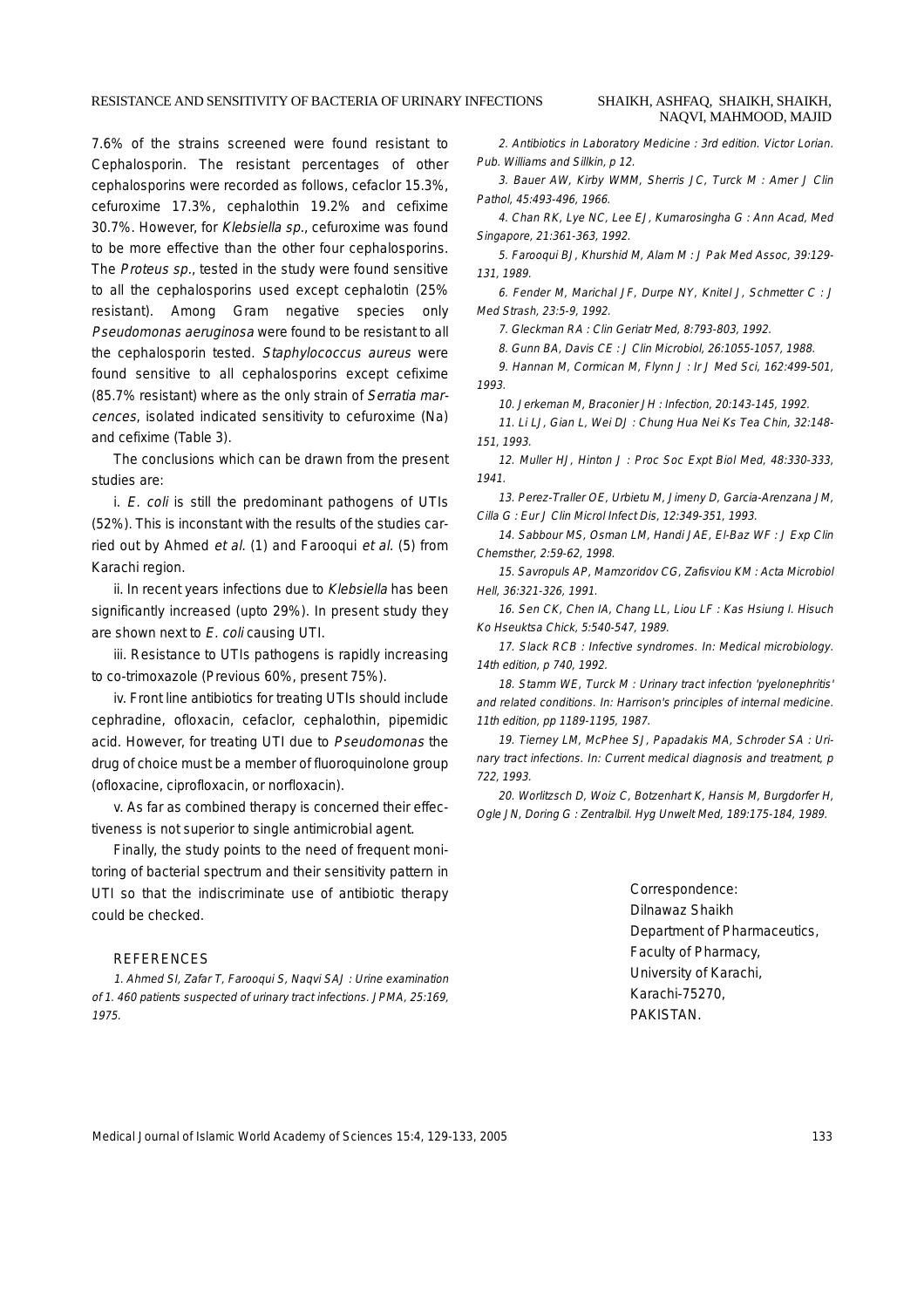7.6% of the strains screened were found resistant to Cephalosporin. The resistant percentages of other cephalosporins were recorded as follows, cefaclor 15.3%, cefuroxime 17.3%, cephalothin 19.2% and cefixime 30.7%. However, for *Klebsiella sp.*, cefuroxime was found to be more effective than the other four cephalosporins. The *Proteus sp.*, tested in the study were found sensitive to all the cephalosporins used except cephalotin (25% resistant). Among Gram negative species only *Pseudomonas aeruginosa* were found to be resistant to all the cephalosporin tested. *Staphylococcus aureus* were found sensitive to all cephalosporins except cefixime (85.7% resistant) where as the only strain of *Serratia marcences*, isolated indicated sensitivity to cefuroxime (Na) and cefixime (Table 3).

The conclusions which can be drawn from the present studies are:

i. *E. coli* is still the predominant pathogens of UTIs (52%). This is inconstant with the results of the studies carried out by Ahmed *et al.* (1) and Farooqui *et al.* (5) from Karachi region.

ii. In recent years infections due to *Klebsiella* has been significantly increased (upto 29%). In present study they are shown next to *E. coli* causing UTI.

iii. Resistance to UTIs pathogens is rapidly increasing to co-trimoxazole (Previous 60%, present 75%).

iv. Front line antibiotics for treating UTIs should include cephradine, ofloxacin, cefaclor, cephalothin, pipemidic acid. However, for treating UTI due to *Pseudomonas* the drug of choice must be a member of fluoroquinolone group (ofloxacine, ciprofloxacin, or norfloxacin).

v. As far as combined therapy is concerned their effectiveness is not superior to single antimicrobial agent.

Finally, the study points to the need of frequent monitoring of bacterial spectrum and their sensitivity pattern in UTI so that the indiscriminate use of antibiotic therapy could be checked.

## REFERENCES

1. Ahmed SI, Zafar T, Farooqui S, Naqvi SAJ : Urine examination of 1. 460 patients suspected of urinary tract infections. JPMA, 25:169, 1975.

2. Antibiotics in Laboratory Medicine : 3rd edition. Victor Lorian. Pub. Williams and Sillkin, p 12.

3. Bauer AW, Kirby WMM, Sherris JC, Turck M : Amer J Clin Pathol, 45:493-496, 1966.

4. Chan RK, Lye NC, Lee EJ, Kumarosingha G : Ann Acad, Med Singapore, 21:361-363, 1992.

5. Farooqui BJ, Khurshid M, Alam M : J Pak Med Assoc, 39:129-131, 1989.

6. Fender M, Marichal JF, Durpe NY, Knitel J, Schmetter C : J Med Strash, 23:5-9, 1992.

7. Gleckman RA : Clin Geriatr Med, 8:793-803, 1992.

8. Gunn BA, Davis CE : J Clin Microbiol, 26:1055-1057, 1988.

9. Hannan M, Cormican M, Flynn J : Ir J Med Sci, 162:499-501, 1993.

10. Jerkeman M, Braconier JH : Infection, 20:143-145, 1992.

11. Li LJ, Gian L, Wei DJ : Chung Hua Nei Ks Tea Chin, 32:148-151, 1993.

12. Muller HJ, Hinton J : Proc Soc Expt Biol Med, 48:330-333, 1941.

13. Perez-Traller OE, Urbietu M, Jimeny D, Garcia-Arenzana JM, Cilla G : Eur J Clin Microl Infect Dis, 12:349-351, 1993.

14. Sabbour MS, Osman LM, Handi JAE, El-Baz WF : J Exp Clin Chemsther, 2:59-62, 1998.

15. Savropuls AP, Mamzoridov CG, Zafisviou KM : Acta Microbiol Hell, 36:321-326, 1991.

16. Sen CK, Chen IA, Chang LL, Liou LF : Kas Hsiung I. Hisuch Ko Hseuktsa Chick, 5:540-547, 1989.

17. Slack RCB : Infective syndromes. In: Medical microbiology. 14th edition, p 740, 1992.

18. Stamm WE, Turck M : Urinary tract infection 'pyelonephritis' and related conditions. In: Harrison's principles of internal medicine. 11th edition, pp 1189-1195, 1987.

19. Tierney LM, McPhee SJ, Papadakis MA, Schroder SA : Urinary tract infections. In: Current medical diagnosis and treatment, p 722, 1993.

20. Worlitzsch D, Woiz C, Botzenhart K, Hansis M, Burgdorfer H, Ogle JN, Doring G : Zentralbil. Hyg Unwelt Med, 189:175-184, 1989.

Correspondence:
Dilnawaz Shaikh
Department of Pharmaceutics,
Faculty of Pharmacy,
University of Karachi,
Karachi-75270,
PAKISTAN.